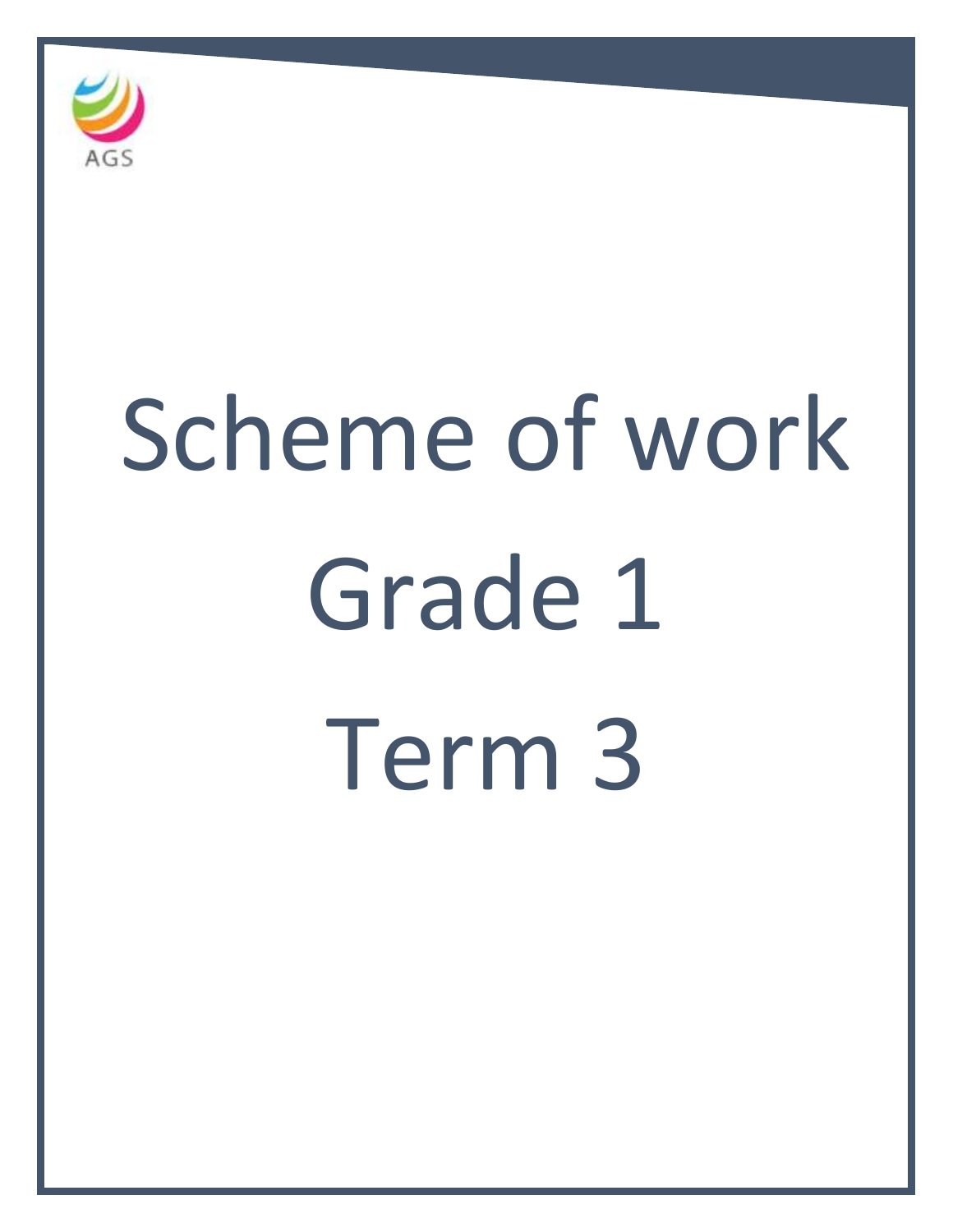AGS

# Scheme of work

# Grade 1

# Term 3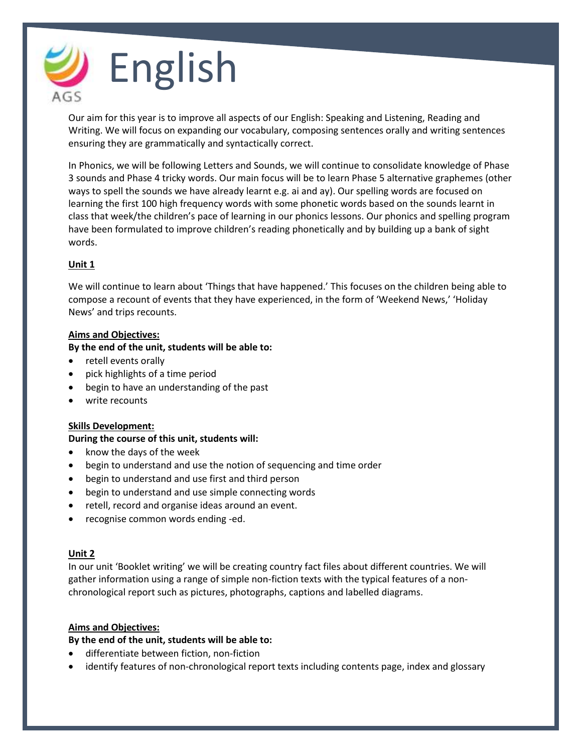# English

Our aim for this year is to improve all aspects of our English: Speaking and Listening, Reading and Writing. We will focus on expanding our vocabulary, composing sentences orally and writing sentences ensuring they are grammatically and syntactically correct.

In Phonics, we will be following Letters and Sounds, we will continue to consolidate knowledge of Phase 3 sounds and Phase 4 tricky words. Our main focus will be to learn Phase 5 alternative graphemes (other ways to spell the sounds we have already learnt e.g. ai and ay). Our spelling words are focused on learning the first 100 high frequency words with some phonetic words based on the sounds learnt in class that week/the children's pace of learning in our phonics lessons. Our phonics and spelling program have been formulated to improve children's reading phonetically and by building up a bank of sight words.

**Unit 1**

We will continue to learn about 'Things that have happened.' This focuses on the children being able to compose a recount of events that they have experienced, in the form of 'Weekend News,' 'Holiday News' and trips recounts.

**Aims and Objectives:**

**By the end of the unit, students will be able to:**

- retell events orally
- pick highlights of a time period
- begin to have an understanding of the past
- write recounts

**Skills Development:**

**During the course of this unit, students will:**

- know the days of the week
- begin to understand and use the notion of sequencing and time order
- begin to understand and use first and third person
- begin to understand and use simple connecting words
- retell, record and organise ideas around an event.
- recognise common words ending -ed.

**Unit 2**

In our unit 'Booklet writing' we will be creating country fact files about different countries. We will gather information using a range of simple non-fiction texts with the typical features of a non-chronological report such as pictures, photographs, captions and labelled diagrams.

**Aims and Objectives:**

**By the end of the unit, students will be able to:**

- differentiate between fiction, non-fiction
- identify features of non-chronological report texts including contents page, index and glossary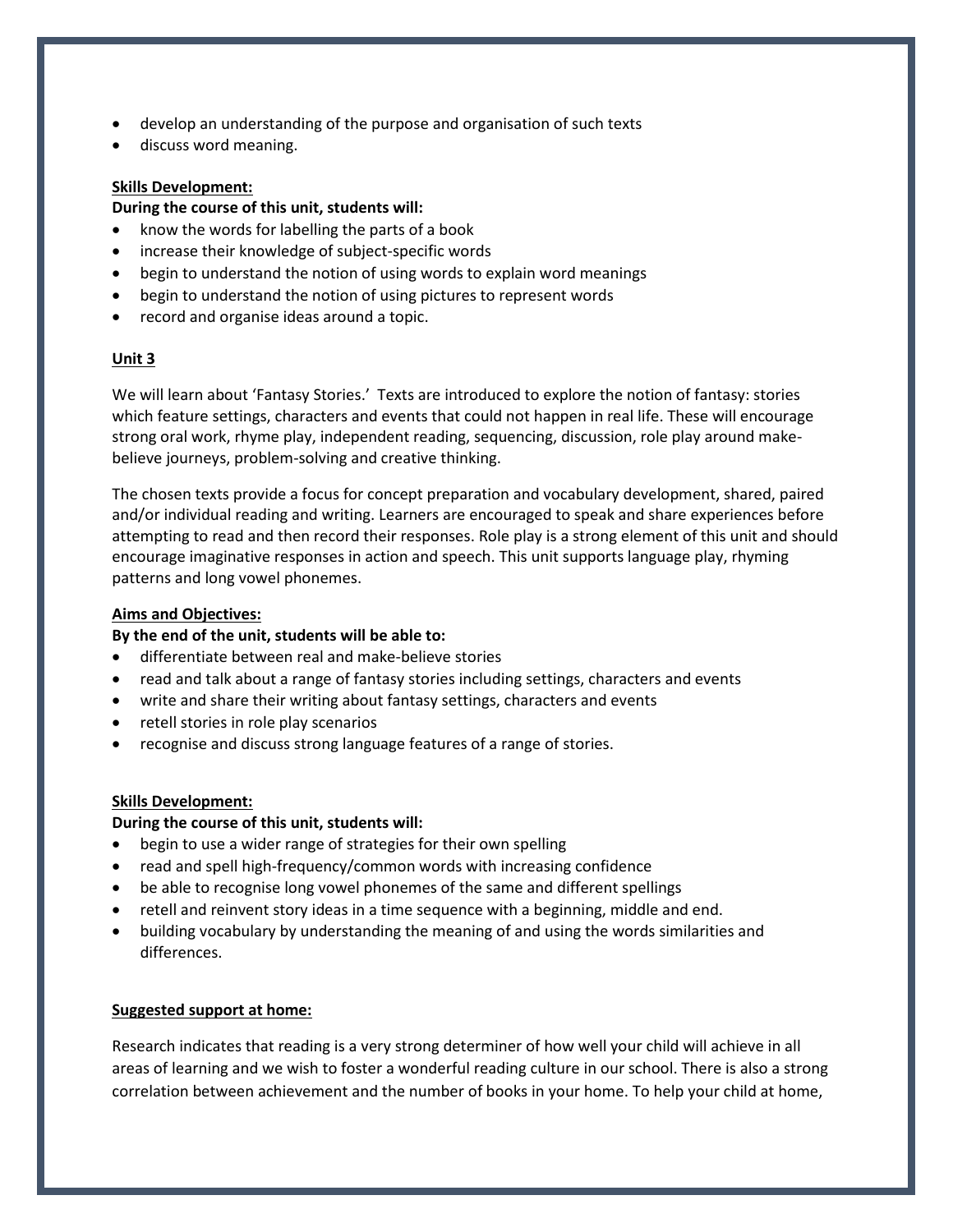- develop an understanding of the purpose and organisation of such texts
- discuss word meaning.

**Skills Development:**

**During the course of this unit, students will:**

- know the words for labelling the parts of a book
- increase their knowledge of subject-specific words
- begin to understand the notion of using words to explain word meanings
- begin to understand the notion of using pictures to represent words
- record and organise ideas around a topic.

## Unit 3

We will learn about 'Fantasy Stories.' Texts are introduced to explore the notion of fantasy: stories which feature settings, characters and events that could not happen in real life. These will encourage strong oral work, rhyme play, independent reading, sequencing, discussion, role play around make-believe journeys, problem-solving and creative thinking.

The chosen texts provide a focus for concept preparation and vocabulary development, shared, paired and/or individual reading and writing. Learners are encouraged to speak and share experiences before attempting to read and then record their responses. Role play is a strong element of this unit and should encourage imaginative responses in action and speech. This unit supports language play, rhyming patterns and long vowel phonemes.

**Aims and Objectives:**

**By the end of the unit, students will be able to:**

- differentiate between real and make-believe stories
- read and talk about a range of fantasy stories including settings, characters and events
- write and share their writing about fantasy settings, characters and events
- retell stories in role play scenarios
- recognise and discuss strong language features of a range of stories.

**Skills Development:**

**During the course of this unit, students will:**

- begin to use a wider range of strategies for their own spelling
- read and spell high-frequency/common words with increasing confidence
- be able to recognise long vowel phonemes of the same and different spellings
- retell and reinvent story ideas in a time sequence with a beginning, middle and end.
- building vocabulary by understanding the meaning of and using the words similarities and differences.

**Suggested support at home:**

Research indicates that reading is a very strong determiner of how well your child will achieve in all areas of learning and we wish to foster a wonderful reading culture in our school. There is also a strong correlation between achievement and the number of books in your home. To help your child at home,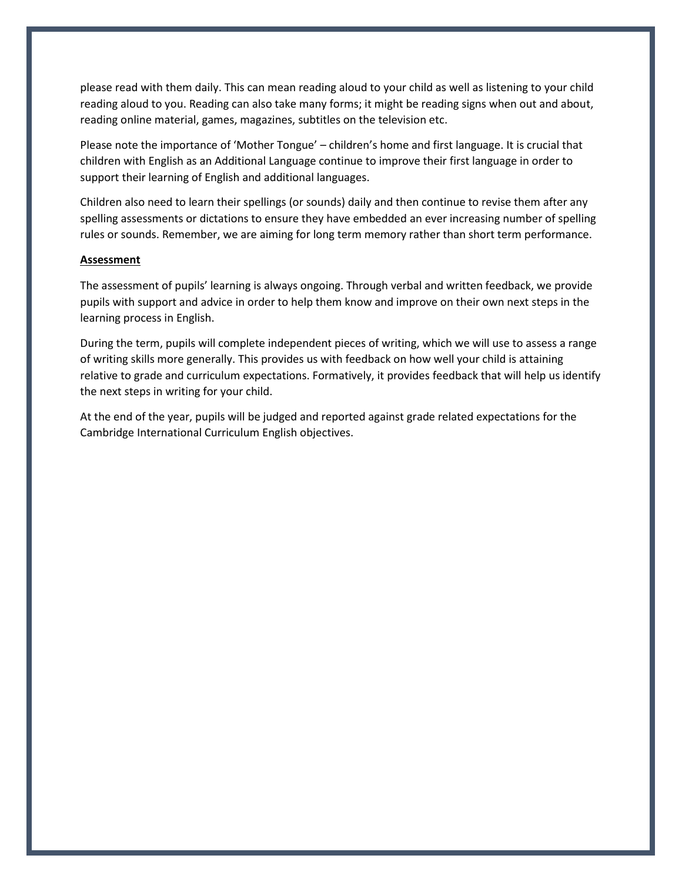please read with them daily. This can mean reading aloud to your child as well as listening to your child reading aloud to you. Reading can also take many forms; it might be reading signs when out and about, reading online material, games, magazines, subtitles on the television etc.

Please note the importance of 'Mother Tongue' – children's home and first language. It is crucial that children with English as an Additional Language continue to improve their first language in order to support their learning of English and additional languages.

Children also need to learn their spellings (or sounds) daily and then continue to revise them after any spelling assessments or dictations to ensure they have embedded an ever increasing number of spelling rules or sounds. Remember, we are aiming for long term memory rather than short term performance.

## Assessment

The assessment of pupils' learning is always ongoing. Through verbal and written feedback, we provide pupils with support and advice in order to help them know and improve on their own next steps in the learning process in English.

During the term, pupils will complete independent pieces of writing, which we will use to assess a range of writing skills more generally. This provides us with feedback on how well your child is attaining relative to grade and curriculum expectations. Formatively, it provides feedback that will help us identify the next steps in writing for your child.

At the end of the year, pupils will be judged and reported against grade related expectations for the Cambridge International Curriculum English objectives.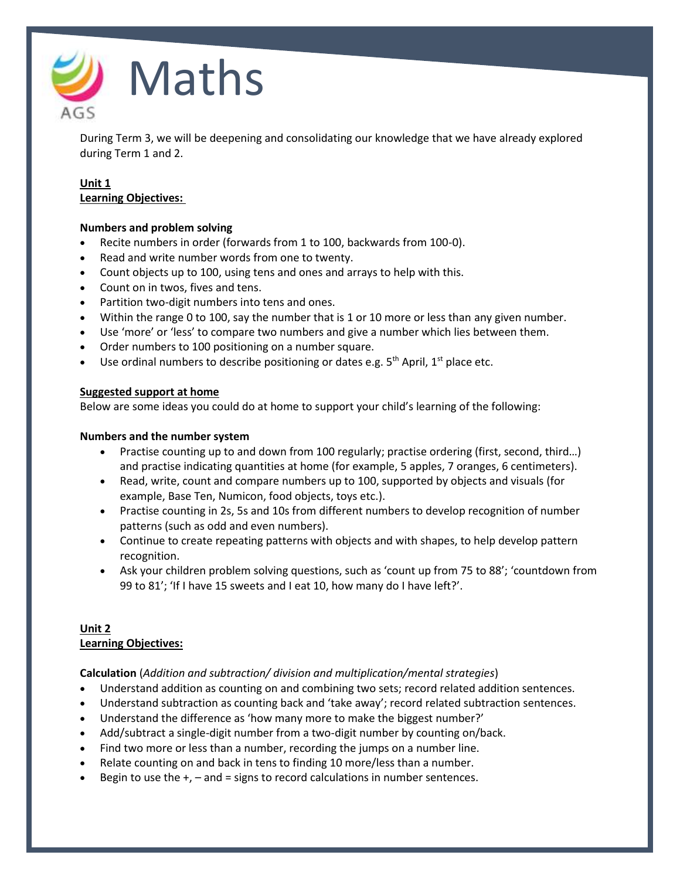# Maths

During Term 3, we will be deepening and consolidating our knowledge that we have already explored during Term 1 and 2.

**Unit 1**

**Learning Objectives:**

**Numbers and problem solving**

- Recite numbers in order (forwards from 1 to 100, backwards from 100-0).
- Read and write number words from one to twenty.
- Count objects up to 100, using tens and ones and arrays to help with this.
- Count on in twos, fives and tens.
- Partition two-digit numbers into tens and ones.
- Within the range 0 to 100, say the number that is 1 or 10 more or less than any given number.
- Use 'more' or 'less' to compare two numbers and give a number which lies between them.
- Order numbers to 100 positioning on a number square.
- Use ordinal numbers to describe positioning or dates e.g. 5th April, 1st place etc.

**Suggested support at home**

Below are some ideas you could do at home to support your child's learning of the following:

**Numbers and the number system**

- Practise counting up to and down from 100 regularly; practise ordering (first, second, third…) and practise indicating quantities at home (for example, 5 apples, 7 oranges, 6 centimeters).
- Read, write, count and compare numbers up to 100, supported by objects and visuals (for example, Base Ten, Numicon, food objects, toys etc.).
- Practise counting in 2s, 5s and 10s from different numbers to develop recognition of number patterns (such as odd and even numbers).
- Continue to create repeating patterns with objects and with shapes, to help develop pattern recognition.
- Ask your children problem solving questions, such as 'count up from 75 to 88'; 'countdown from 99 to 81'; 'If I have 15 sweets and I eat 10, how many do I have left?'.

**Unit 2**

**Learning Objectives:**

**Calculation** (*Addition and subtraction/ division and multiplication/mental strategies*)

- Understand addition as counting on and combining two sets; record related addition sentences.
- Understand subtraction as counting back and 'take away'; record related subtraction sentences.
- Understand the difference as 'how many more to make the biggest number?'
- Add/subtract a single-digit number from a two-digit number by counting on/back.
- Find two more or less than a number, recording the jumps on a number line.
- Relate counting on and back in tens to finding 10 more/less than a number.
- Begin to use the +, – and = signs to record calculations in number sentences.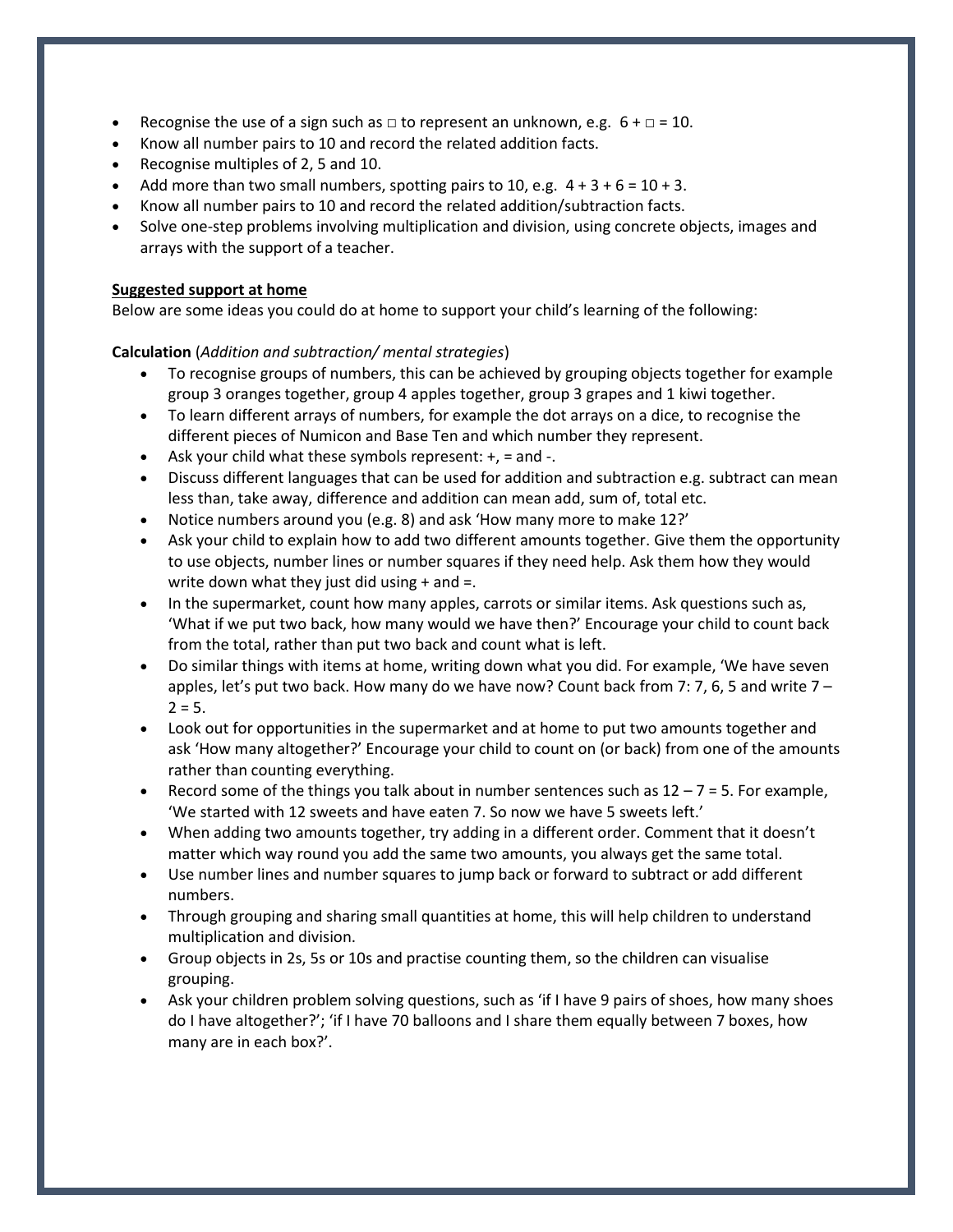- Recognise the use of a sign such as □ to represent an unknown, e.g. $6 + \square = 10$.
- Know all number pairs to 10 and record the related addition facts.
- Recognise multiples of 2, 5 and 10.
- Add more than two small numbers, spotting pairs to 10, e.g. $4 + 3 + 6 = 10 + 3$.
- Know all number pairs to 10 and record the related addition/subtraction facts.
- Solve one-step problems involving multiplication and division, using concrete objects, images and arrays with the support of a teacher.

**Suggested support at home**

Below are some ideas you could do at home to support your child's learning of the following:

**Calculation** (*Addition and subtraction/ mental strategies*)

- To recognise groups of numbers, this can be achieved by grouping objects together for example group 3 oranges together, group 4 apples together, group 3 grapes and 1 kiwi together.
- To learn different arrays of numbers, for example the dot arrays on a dice, to recognise the different pieces of Numicon and Base Ten and which number they represent.
- Ask your child what these symbols represent: +, = and -.
- Discuss different languages that can be used for addition and subtraction e.g. subtract can mean less than, take away, difference and addition can mean add, sum of, total etc.
- Notice numbers around you (e.g. 8) and ask 'How many more to make 12?'
- Ask your child to explain how to add two different amounts together. Give them the opportunity to use objects, number lines or number squares if they need help. Ask them how they would write down what they just did using + and =.
- In the supermarket, count how many apples, carrots or similar items. Ask questions such as, 'What if we put two back, how many would we have then?' Encourage your child to count back from the total, rather than put two back and count what is left.
- Do similar things with items at home, writing down what you did. For example, 'We have seven apples, let's put two back. How many do we have now? Count back from 7: 7, 6, 5 and write $7 - 2 = 5$.
- Look out for opportunities in the supermarket and at home to put two amounts together and ask 'How many altogether?' Encourage your child to count on (or back) from one of the amounts rather than counting everything.
- Record some of the things you talk about in number sentences such as $12 - 7 = 5$. For example, 'We started with 12 sweets and have eaten 7. So now we have 5 sweets left.'
- When adding two amounts together, try adding in a different order. Comment that it doesn't matter which way round you add the same two amounts, you always get the same total.
- Use number lines and number squares to jump back or forward to subtract or add different numbers.
- Through grouping and sharing small quantities at home, this will help children to understand multiplication and division.
- Group objects in 2s, 5s or 10s and practise counting them, so the children can visualise grouping.
- Ask your children problem solving questions, such as 'if I have 9 pairs of shoes, how many shoes do I have altogether?'; 'if I have 70 balloons and I share them equally between 7 boxes, how many are in each box?'.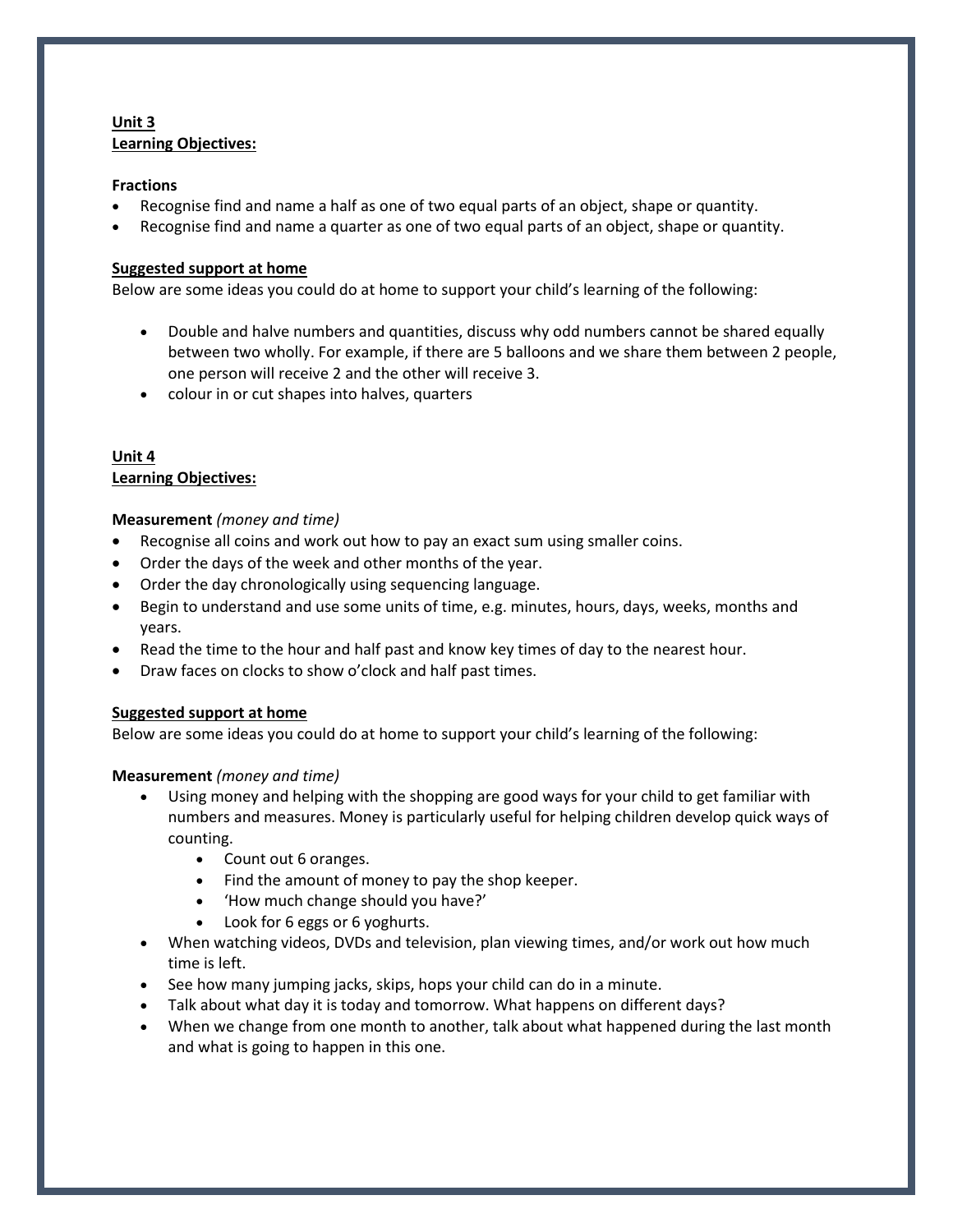**Unit 3**
**Learning Objectives:**

**Fractions**

- Recognise find and name a half as one of two equal parts of an object, shape or quantity.
- Recognise find and name a quarter as one of two equal parts of an object, shape or quantity.

**Suggested support at home**

Below are some ideas you could do at home to support your child's learning of the following:

- Double and halve numbers and quantities, discuss why odd numbers cannot be shared equally between two wholly. For example, if there are 5 balloons and we share them between 2 people, one person will receive 2 and the other will receive 3.
- colour in or cut shapes into halves, quarters

**Unit 4**
**Learning Objectives:**

**Measurement** *(money and time)*

- Recognise all coins and work out how to pay an exact sum using smaller coins.
- Order the days of the week and other months of the year.
- Order the day chronologically using sequencing language.
- Begin to understand and use some units of time, e.g. minutes, hours, days, weeks, months and years.
- Read the time to the hour and half past and know key times of day to the nearest hour.
- Draw faces on clocks to show o'clock and half past times.

**Suggested support at home**

Below are some ideas you could do at home to support your child's learning of the following:

**Measurement** *(money and time)*

- Using money and helping with the shopping are good ways for your child to get familiar with numbers and measures. Money is particularly useful for helping children develop quick ways of counting.
  - Count out 6 oranges.
  - Find the amount of money to pay the shop keeper.
  - 'How much change should you have?'
  - Look for 6 eggs or 6 yoghurts.
- When watching videos, DVDs and television, plan viewing times, and/or work out how much time is left.
- See how many jumping jacks, skips, hops your child can do in a minute.
- Talk about what day it is today and tomorrow. What happens on different days?
- When we change from one month to another, talk about what happened during the last month and what is going to happen in this one.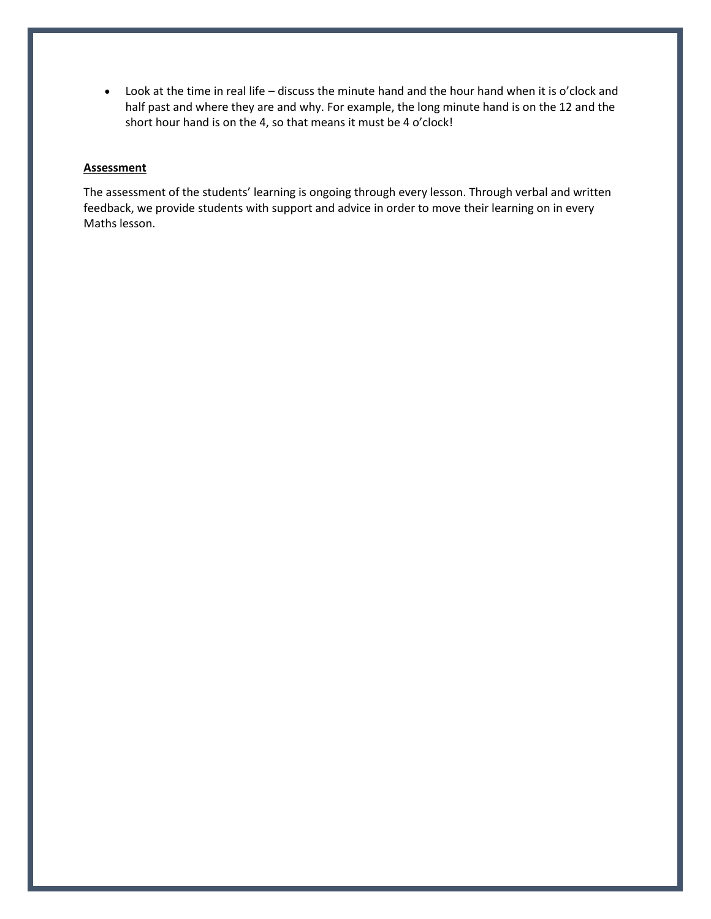- Look at the time in real life – discuss the minute hand and the hour hand when it is o'clock and half past and where they are and why. For example, the long minute hand is on the 12 and the short hour hand is on the 4, so that means it must be 4 o'clock!

**Assessment**

The assessment of the students' learning is ongoing through every lesson. Through verbal and written feedback, we provide students with support and advice in order to move their learning on in every Maths lesson.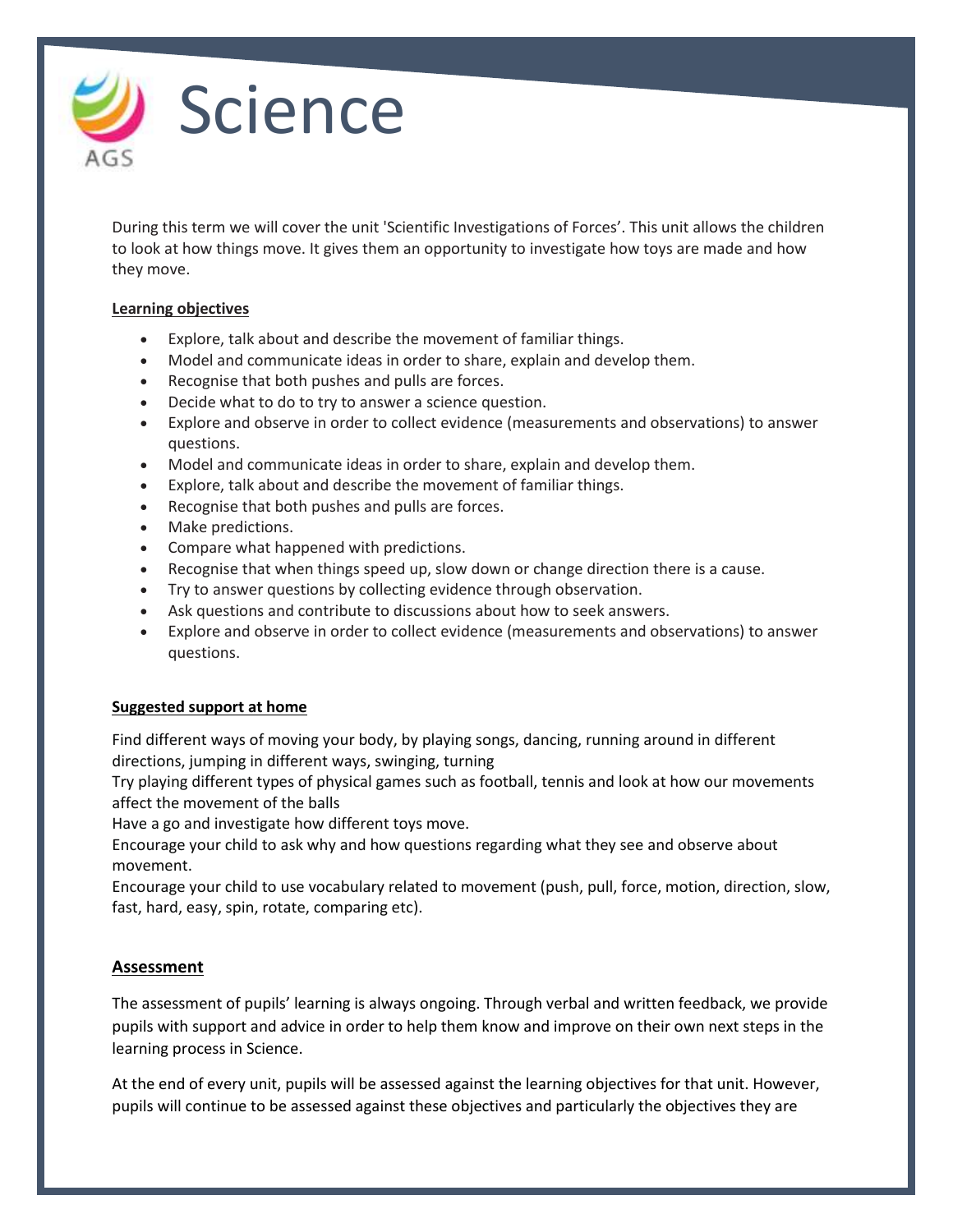# Science

During this term we will cover the unit 'Scientific Investigations of Forces'. This unit allows the children to look at how things move. It gives them an opportunity to investigate how toys are made and how they move.

**Learning objectives**

- Explore, talk about and describe the movement of familiar things.
- Model and communicate ideas in order to share, explain and develop them.
- Recognise that both pushes and pulls are forces.
- Decide what to do to try to answer a science question.
- Explore and observe in order to collect evidence (measurements and observations) to answer questions.
- Model and communicate ideas in order to share, explain and develop them.
- Explore, talk about and describe the movement of familiar things.
- Recognise that both pushes and pulls are forces.
- Make predictions.
- Compare what happened with predictions.
- Recognise that when things speed up, slow down or change direction there is a cause.
- Try to answer questions by collecting evidence through observation.
- Ask questions and contribute to discussions about how to seek answers.
- Explore and observe in order to collect evidence (measurements and observations) to answer questions.

**Suggested support at home**

Find different ways of moving your body, by playing songs, dancing, running around in different directions, jumping in different ways, swinging, turning

Try playing different types of physical games such as football, tennis and look at how our movements affect the movement of the balls

Have a go and investigate how different toys move.

Encourage your child to ask why and how questions regarding what they see and observe about movement.

Encourage your child to use vocabulary related to movement (push, pull, force, motion, direction, slow, fast, hard, easy, spin, rotate, comparing etc).

## Assessment

The assessment of pupils' learning is always ongoing. Through verbal and written feedback, we provide pupils with support and advice in order to help them know and improve on their own next steps in the learning process in Science.

At the end of every unit, pupils will be assessed against the learning objectives for that unit. However, pupils will continue to be assessed against these objectives and particularly the objectives they are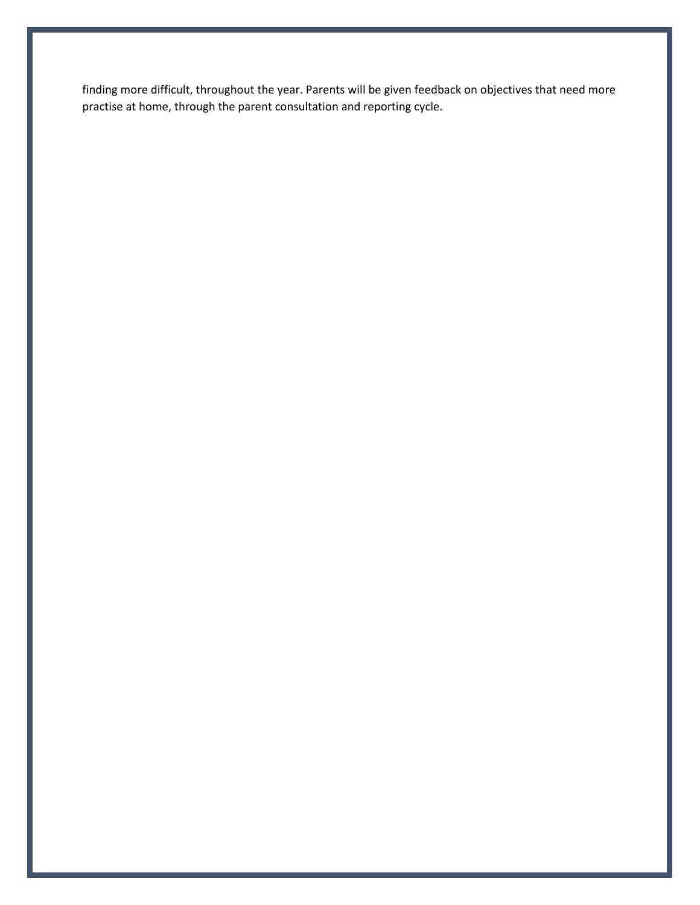finding more difficult, throughout the year. Parents will be given feedback on objectives that need more practise at home, through the parent consultation and reporting cycle.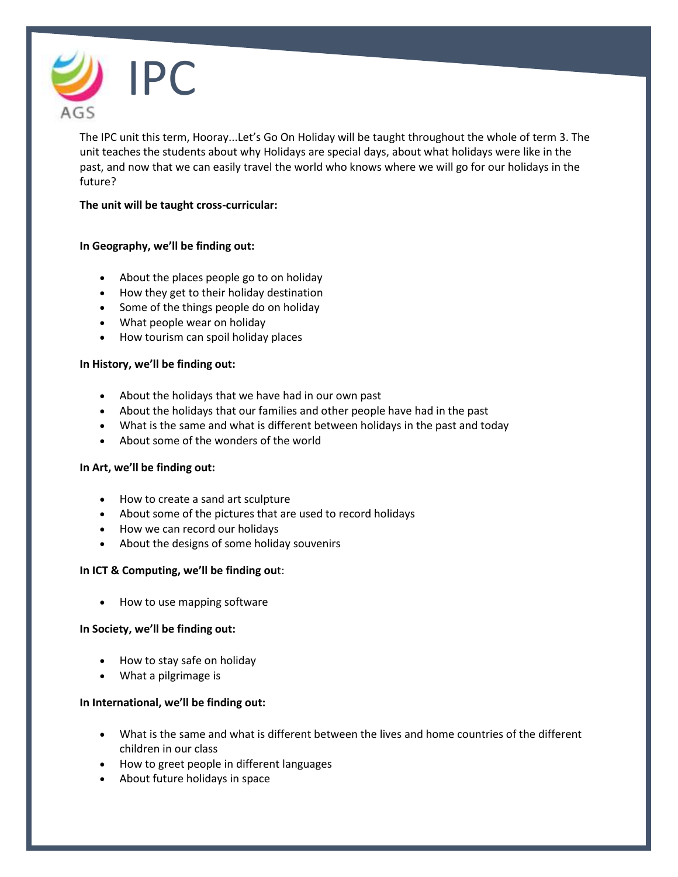# IPC

The IPC unit this term, Hooray...Let's Go On Holiday will be taught throughout the whole of term 3. The unit teaches the students about why Holidays are special days, about what holidays were like in the past, and now that we can easily travel the world who knows where we will go for our holidays in the future?

**The unit will be taught cross-curricular:**

**In Geography, we'll be finding out:**

- About the places people go to on holiday
- How they get to their holiday destination
- Some of the things people do on holiday
- What people wear on holiday
- How tourism can spoil holiday places

**In History, we'll be finding out:**

- About the holidays that we have had in our own past
- About the holidays that our families and other people have had in the past
- What is the same and what is different between holidays in the past and today
- About some of the wonders of the world

**In Art, we'll be finding out:**

- How to create a sand art sculpture
- About some of the pictures that are used to record holidays
- How we can record our holidays
- About the designs of some holiday souvenirs

**In ICT & Computing, we'll be finding ou**t:

- How to use mapping software

**In Society, we'll be finding out:**

- How to stay safe on holiday
- What a pilgrimage is

**In International, we'll be finding out:**

- What is the same and what is different between the lives and home countries of the different children in our class
- How to greet people in different languages
- About future holidays in space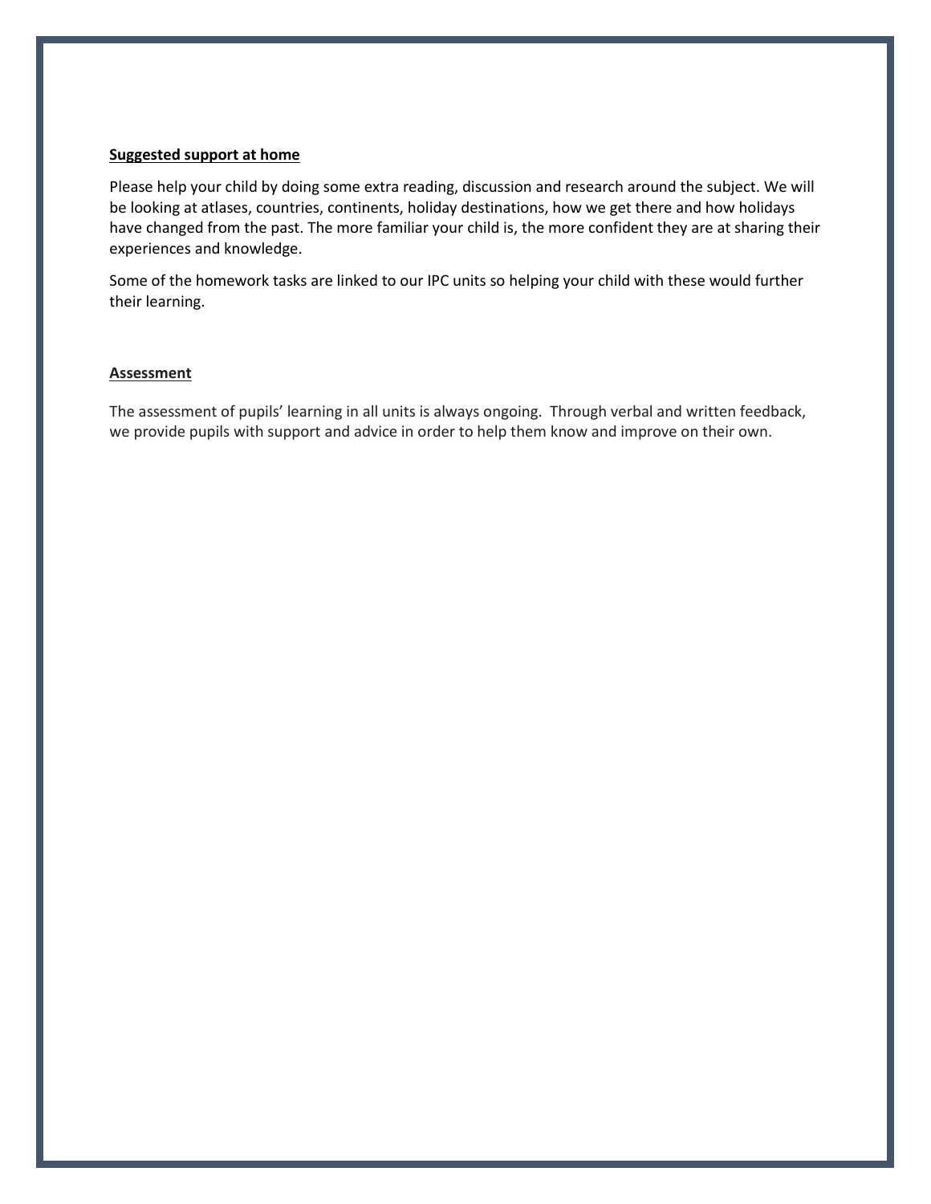**Suggested support at home**

Please help your child by doing some extra reading, discussion and research around the subject. We will be looking at atlases, countries, continents, holiday destinations, how we get there and how holidays have changed from the past. The more familiar your child is, the more confident they are at sharing their experiences and knowledge.

Some of the homework tasks are linked to our IPC units so helping your child with these would further their learning.

**Assessment**

The assessment of pupils' learning in all units is always ongoing. Through verbal and written feedback, we provide pupils with support and advice in order to help them know and improve on their own.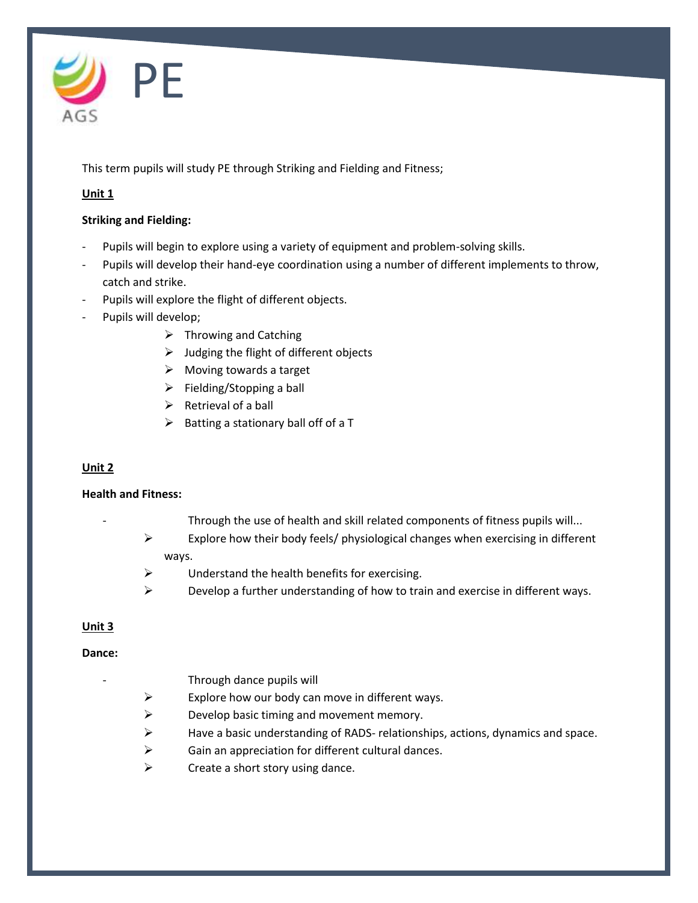# PE

This term pupils will study PE through Striking and Fielding and Fitness;

**Unit 1**

**Striking and Fielding:**

- Pupils will begin to explore using a variety of equipment and problem-solving skills.
- Pupils will develop their hand-eye coordination using a number of different implements to throw, catch and strike.
- Pupils will explore the flight of different objects.
- Pupils will develop;
  - Throwing and Catching
  - Judging the flight of different objects
  - Moving towards a target
  - Fielding/Stopping a ball
  - Retrieval of a ball
  - Batting a stationary ball off of a T

**Unit 2**

**Health and Fitness:**

- Through the use of health and skill related components of fitness pupils will...
  - Explore how their body feels/ physiological changes when exercising in different ways.
  - Understand the health benefits for exercising.
  - Develop a further understanding of how to train and exercise in different ways.

**Unit 3**

**Dance:**

- Through dance pupils will
  - Explore how our body can move in different ways.
  - Develop basic timing and movement memory.
  - Have a basic understanding of RADS- relationships, actions, dynamics and space.
  - Gain an appreciation for different cultural dances.
  - Create a short story using dance.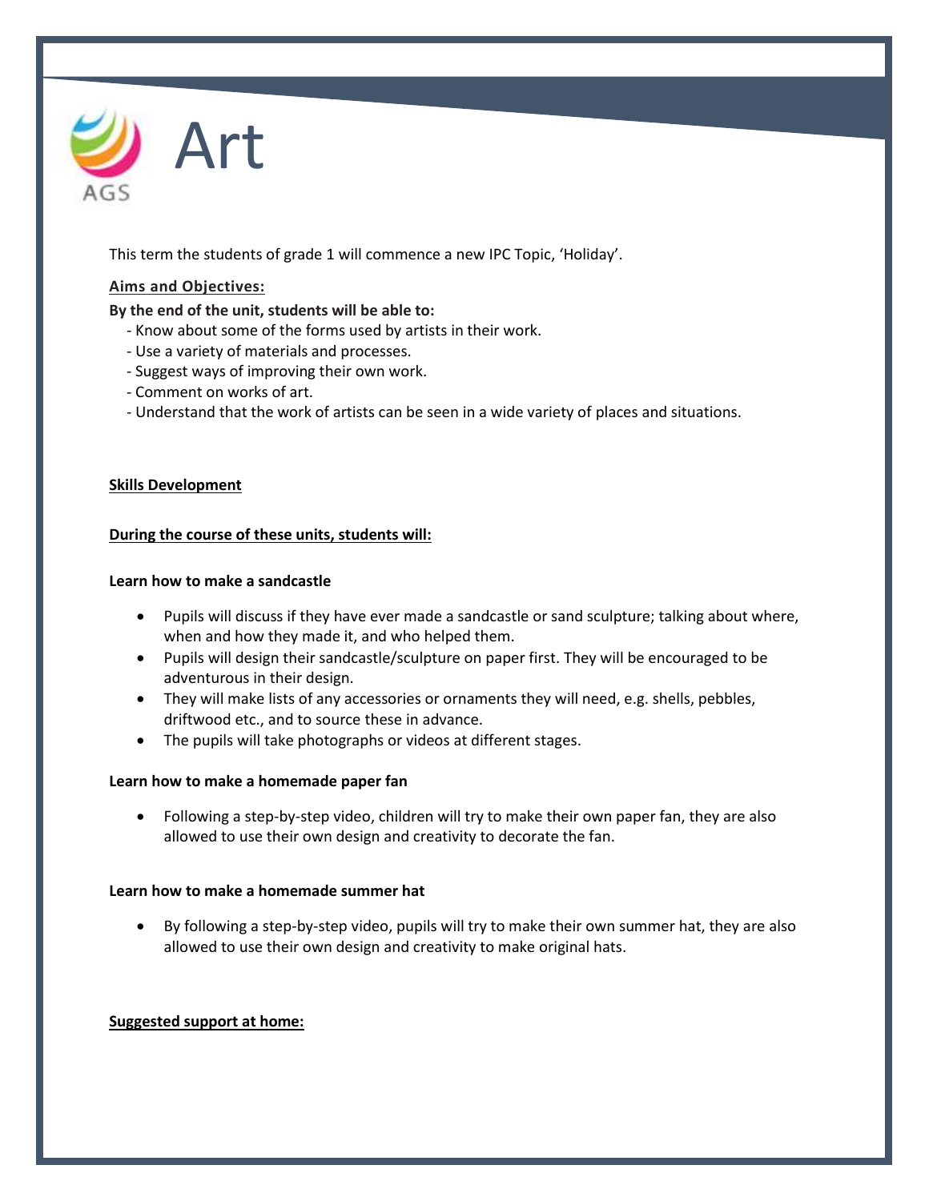AGS

# Art

This term the students of grade 1 will commence a new IPC Topic, 'Holiday'.

**Aims and Objectives:**

**By the end of the unit, students will be able to:**

- Know about some of the forms used by artists in their work.
- Use a variety of materials and processes.
- Suggest ways of improving their own work.
- Comment on works of art.
- Understand that the work of artists can be seen in a wide variety of places and situations.

**Skills Development**

**During the course of these units, students will:**

**Learn how to make a sandcastle**

- Pupils will discuss if they have ever made a sandcastle or sand sculpture; talking about where, when and how they made it, and who helped them.
- Pupils will design their sandcastle/sculpture on paper first. They will be encouraged to be adventurous in their design.
- They will make lists of any accessories or ornaments they will need, e.g. shells, pebbles, driftwood etc., and to source these in advance.
- The pupils will take photographs or videos at different stages.

**Learn how to make a homemade paper fan**

- Following a step-by-step video, children will try to make their own paper fan, they are also allowed to use their own design and creativity to decorate the fan.

**Learn how to make a homemade summer hat**

- By following a step-by-step video, pupils will try to make their own summer hat, they are also allowed to use their own design and creativity to make original hats.

**Suggested support at home:**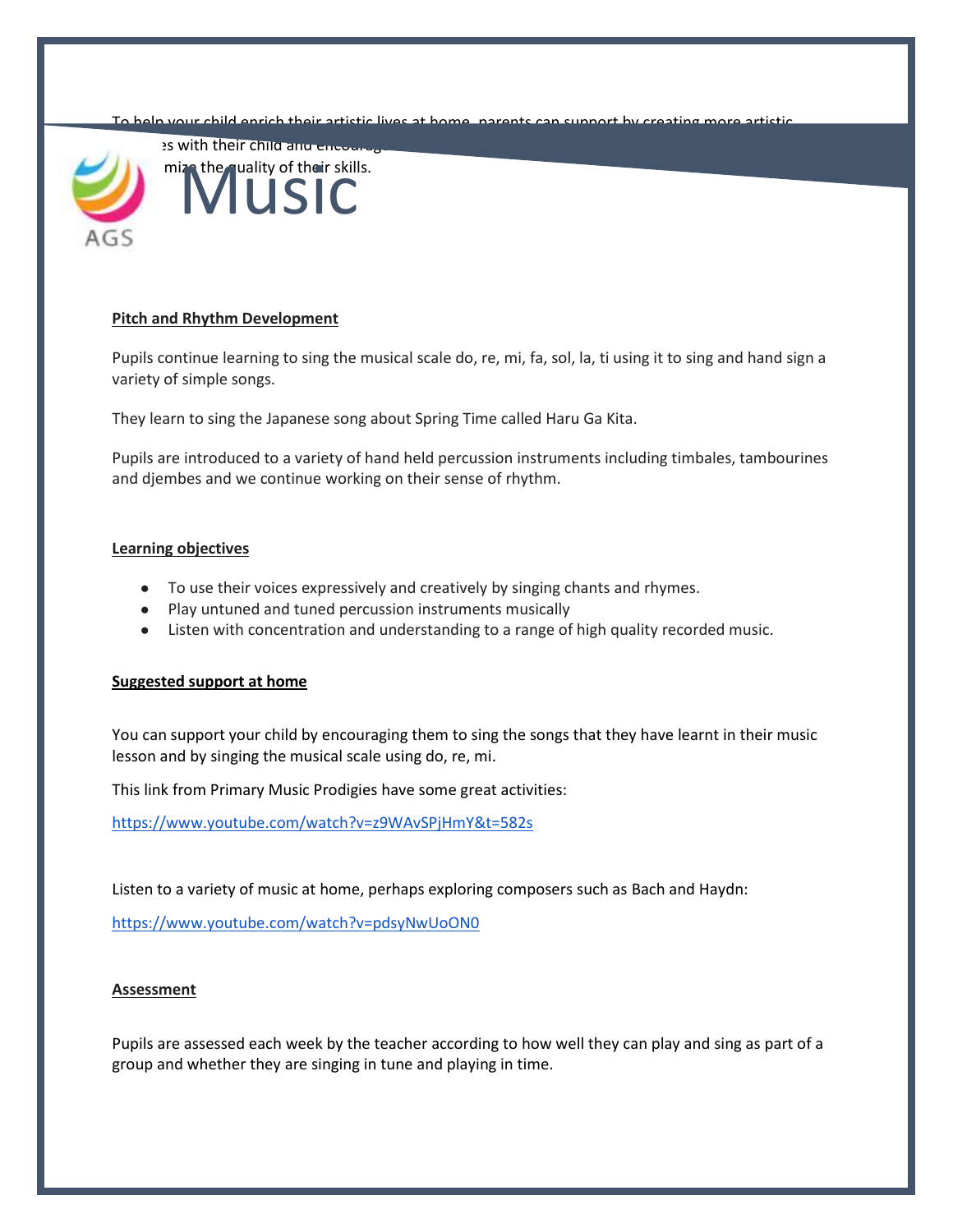To help your child enrich their artistic lives at home, parents can support by creating more artistic ...es with their child and encourag... ...mize the quality of their skills.

# Music

**Pitch and Rhythm Development**

Pupils continue learning to sing the musical scale do, re, mi, fa, sol, la, ti using it to sing and hand sign a variety of simple songs.

They learn to sing the Japanese song about Spring Time called Haru Ga Kita.

Pupils are introduced to a variety of hand held percussion instruments including timbales, tambourines and djembes and we continue working on their sense of rhythm.

**Learning objectives**

- To use their voices expressively and creatively by singing chants and rhymes.
- Play untuned and tuned percussion instruments musically
- Listen with concentration and understanding to a range of high quality recorded music.

**Suggested support at home**

You can support your child by encouraging them to sing the songs that they have learnt in their music lesson and by singing the musical scale using do, re, mi.

This link from Primary Music Prodigies have some great activities:

https://www.youtube.com/watch?v=z9WAvSPjHmY&t=582s

Listen to a variety of music at home, perhaps exploring composers such as Bach and Haydn:

https://www.youtube.com/watch?v=pdsyNwUoON0

**Assessment**

Pupils are assessed each week by the teacher according to how well they can play and sing as part of a group and whether they are singing in tune and playing in time.